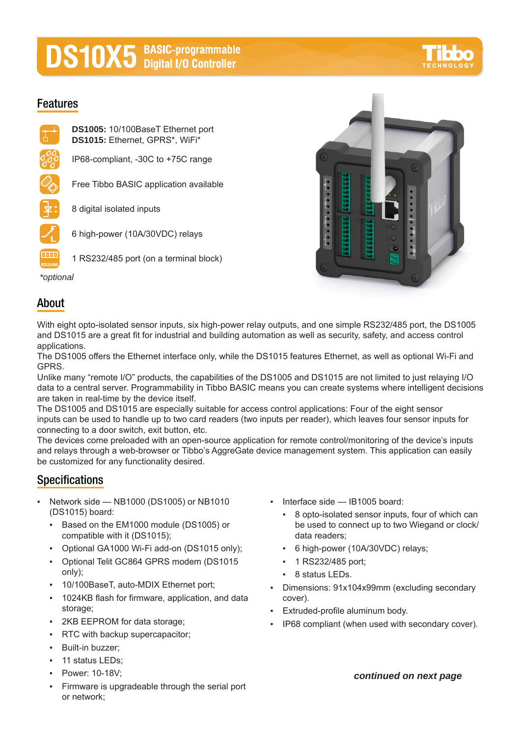# DS10X5 BASIC-programmable Digital I/O Controller

## Features

**DS1005:** 10/100BaseT Ethernet port
**DS1015:** Ethernet, GPRS*, WiFi*

IP68-compliant, -30C to +75C range

Free Tibbo BASIC application available

8 digital isolated inputs

6 high-power (10A/30VDC) relays

1 RS232/485 port (on a terminal block)

**optional*

## About

With eight opto-isolated sensor inputs, six high-power relay outputs, and one simple RS232/485 port, the DS1005 and DS1015 are a great fit for industrial and building automation as well as security, safety, and access control applications.
The DS1005 offers the Ethernet interface only, while the DS1015 features Ethernet, as well as optional Wi-Fi and GPRS.
Unlike many "remote I/O" products, the capabilities of the DS1005 and DS1015 are not limited to just relaying I/O data to a central server. Programmability in Tibbo BASIC means you can create systems where intelligent decisions are taken in real-time by the device itself.
The DS1005 and DS1015 are especially suitable for access control applications: Four of the eight sensor inputs can be used to handle up to two card readers (two inputs per reader), which leaves four sensor inputs for connecting to a door switch, exit button, etc.
The devices come preloaded with an open-source application for remote control/monitoring of the device's inputs and relays through a web-browser or Tibbo's AggreGate device management system. This application can easily be customized for any functionality desired.

## Specifications

- Network side — NB1000 (DS1005) or NB1010 (DS1015) board:
  - Based on the EM1000 module (DS1005) or compatible with it (DS1015);
  - Optional GA1000 Wi-Fi add-on (DS1015 only);
  - Optional Telit GC864 GPRS modem (DS1015 only);
  - 10/100BaseT, auto-MDIX Ethernet port;
  - 1024KB flash for firmware, application, and data storage;
  - 2KB EEPROM for data storage;
  - RTC with backup supercapacitor;
  - Built-in buzzer;
  - 11 status LEDs;
  - Power: 10-18V;
  - Firmware is upgradeable through the serial port or network;
- Interface side — IB1005 board:
  - 8 opto-isolated sensor inputs, four of which can be used to connect up to two Wiegand or clock/data readers;
  - 6 high-power (10A/30VDC) relays;
  - 1 RS232/485 port;
  - 8 status LEDs.
- Dimensions: 91x104x99mm (excluding secondary cover).
- Extruded-profile aluminum body.
- IP68 compliant (when used with secondary cover).

***continued on next page***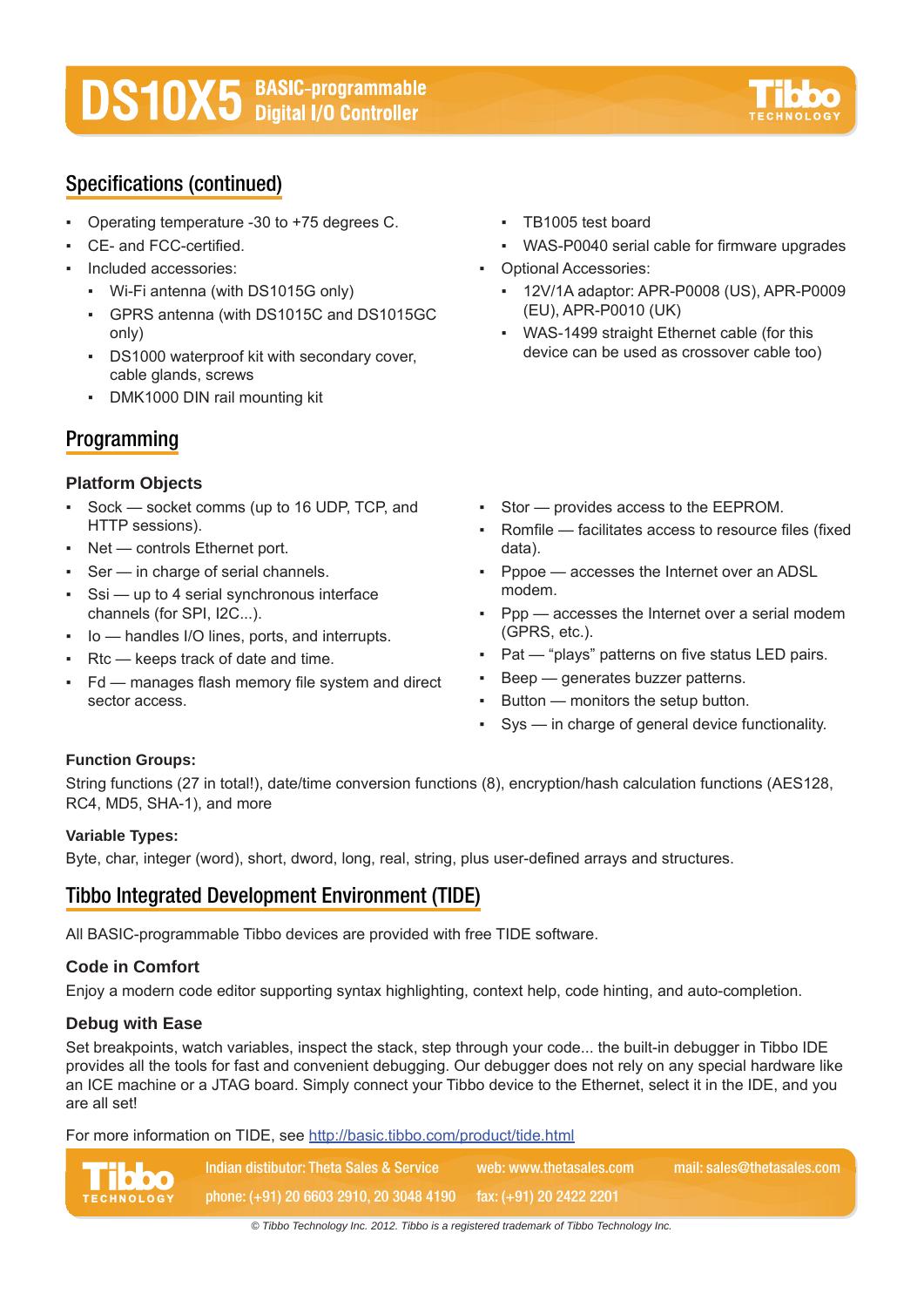## Specifications (continued)

- Operating temperature -30 to +75 degrees C.
- CE- and FCC-certified.
- Included accessories:
  - Wi-Fi antenna (with DS1015G only)
  - GPRS antenna (with DS1015C and DS1015GC only)
  - DS1000 waterproof kit with secondary cover, cable glands, screws
  - DMK1000 DIN rail mounting kit
  - TB1005 test board
  - WAS-P0040 serial cable for firmware upgrades
- Optional Accessories:
  - 12V/1A adaptor: APR-P0008 (US), APR-P0009 (EU), APR-P0010 (UK)
  - WAS-1499 straight Ethernet cable (for this device can be used as crossover cable too)

## Programming

### Platform Objects

- Sock — socket comms (up to 16 UDP, TCP, and HTTP sessions).
- Net — controls Ethernet port.
- Ser — in charge of serial channels.
- Ssi — up to 4 serial synchronous interface channels (for SPI, I2C...).
- Io — handles I/O lines, ports, and interrupts.
- Rtc — keeps track of date and time.
- Fd — manages flash memory file system and direct sector access.
- Stor — provides access to the EEPROM.
- Romfile — facilitates access to resource files (fixed data).
- Pppoe — accesses the Internet over an ADSL modem.
- Ppp — accesses the Internet over a serial modem (GPRS, etc.).
- Pat — "plays" patterns on five status LED pairs.
- Beep — generates buzzer patterns.
- Button — monitors the setup button.
- Sys — in charge of general device functionality.

**Function Groups:**

String functions (27 in total!), date/time conversion functions (8), encryption/hash calculation functions (AES128, RC4, MD5, SHA-1), and more

**Variable Types:**

Byte, char, integer (word), short, dword, long, real, string, plus user-defined arrays and structures.

## Tibbo Integrated Development Environment (TIDE)

All BASIC-programmable Tibbo devices are provided with free TIDE software.

### Code in Comfort

Enjoy a modern code editor supporting syntax highlighting, context help, code hinting, and auto-completion.

### Debug with Ease

Set breakpoints, watch variables, inspect the stack, step through your code... the built-in debugger in Tibbo IDE provides all the tools for fast and convenient debugging. Our debugger does not rely on any special hardware like an ICE machine or a JTAG board. Simply connect your Tibbo device to the Ethernet, select it in the IDE, and you are all set!

For more information on TIDE, see http://basic.tibbo.com/product/tide.html

Indian distibutor: Theta Sales & Service | web: www.thetasales.com | mail: sales@thetasales.com
phone: (+91) 20 6603 2910, 20 3048 4190 | fax: (+91) 20 2422 2201

*© Tibbo Technology Inc. 2012. Tibbo is a registered trademark of Tibbo Technology Inc.*